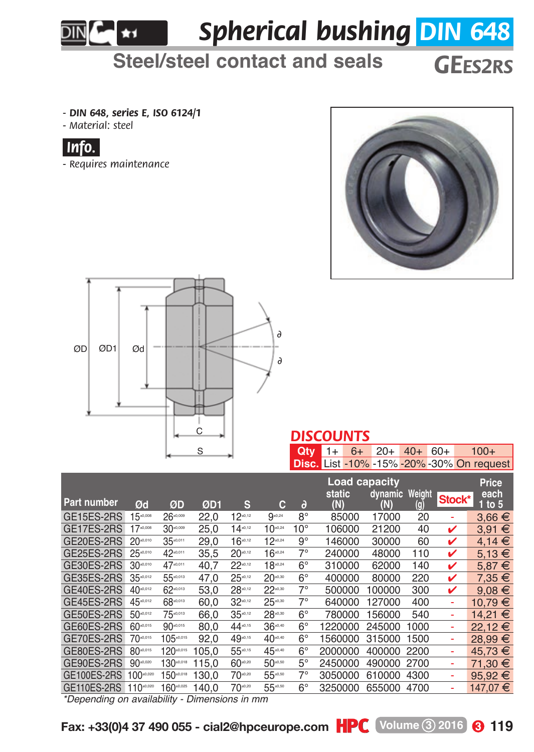# Spherical bushing DIN 648

## Steel/steel contact and seals

**GEES2RS**

- **DIN 648, series E, ISO 6124/1**
- Material: steel

**Info.**

- Requires maintenance

ØD ØD1 Ød ∂ ∂ C S

## DISCOUNTS

| Qty | 1+ | 6+ | 20+ | 40+ | 60+ | 100+ |
|---|---|---|---|---|---|---|
| Disc. | List | -10% | -15% | -20% | -30% | On request |

| Part number | Ød | ØD | ØD1 | S | C | ∂ | Load capacity static (N) | Load capacity dynamic (N) | Weight (g) | Stock* | Price each 1 to 5 |
|---|---|---|---|---|---|---|---|---|---|---|---|
| GE15ES-2RS | 15 ±0,008 | 26 ±0,009 | 22,0 | 12 ±0,12 | 9 ±0,24 | 8° | 85000 | 17000 | 20 | - | 3,66 € |
| GE17ES-2RS | 17 ±0,008 | 30 ±0,009 | 25,0 | 14 ±0,12 | 10 ±0,24 | 10° | 106000 | 21200 | 40 | ✔ | 3,91 € |
| GE20ES-2RS | 20 ±0,010 | 35 ±0,011 | 29,0 | 16 ±0,12 | 12 ±0,24 | 9° | 146000 | 30000 | 60 | ✔ | 4,14 € |
| GE25ES-2RS | 25 ±0,010 | 42 ±0,011 | 35,5 | 20 ±0,12 | 16 ±0,24 | 7° | 240000 | 48000 | 110 | ✔ | 5,13 € |
| GE30ES-2RS | 30 ±0,010 | 47 ±0,011 | 40,7 | 22 ±0,12 | 18 ±0,24 | 6° | 310000 | 62000 | 140 | ✔ | 5,87 € |
| GE35ES-2RS | 35 ±0,012 | 55 ±0,013 | 47,0 | 25 ±0,12 | 20 ±0,30 | 6° | 400000 | 80000 | 220 | ✔ | 7,35 € |
| GE40ES-2RS | 40 ±0,012 | 62 ±0,013 | 53,0 | 28 ±0,12 | 22 ±0,30 | 7° | 500000 | 100000 | 300 | ✔ | 9,08 € |
| GE45ES-2RS | 45 ±0,012 | 68 ±0,013 | 60,0 | 32 ±0,12 | 25 ±0,30 | 7° | 640000 | 127000 | 400 | - | 10,79 € |
| GE50ES-2RS | 50 ±0,012 | 75 ±0,013 | 66,0 | 35 ±0,12 | 28 ±0,30 | 6° | 780000 | 156000 | 540 | - | 14,21 € |
| GE60ES-2RS | 60 ±0,015 | 90 ±0,015 | 80,0 | 44 ±0,15 | 36 ±0,40 | 6° | 1220000 | 245000 | 1000 | - | 22,12 € |
| GE70ES-2RS | 70 ±0,015 | 105 ±0,015 | 92,0 | 49 ±0,15 | 40 ±0,40 | 6° | 1560000 | 315000 | 1500 | - | 28,99 € |
| GE80ES-2RS | 80 ±0,015 | 120 ±0,015 | 105,0 | 55 ±0,15 | 45 ±0,40 | 6° | 2000000 | 400000 | 2200 | - | 45,73 € |
| GE90ES-2RS | 90 ±0,020 | 130 ±0,018 | 115,0 | 60 ±0,20 | 50 ±0,50 | 5° | 2450000 | 490000 | 2700 | - | 71,30 € |
| GE100ES-2RS | 100 ±0,020 | 150 ±0,018 | 130,0 | 70 ±0,20 | 55 ±0,50 | 7° | 3050000 | 610000 | 4300 | - | 95,92 € |
| GE110ES-2RS | 110 ±0,020 | 160 ±0,025 | 140,0 | 70 ±0,20 | 55 ±0,50 | 6° | 3250000 | 655000 | 4700 | - | 147,07 € |

*Depending on availability - Dimensions in mm

Fax: +33(0)4 37 490 055 - cial2@hpceurope.com HPC Volume 3 2016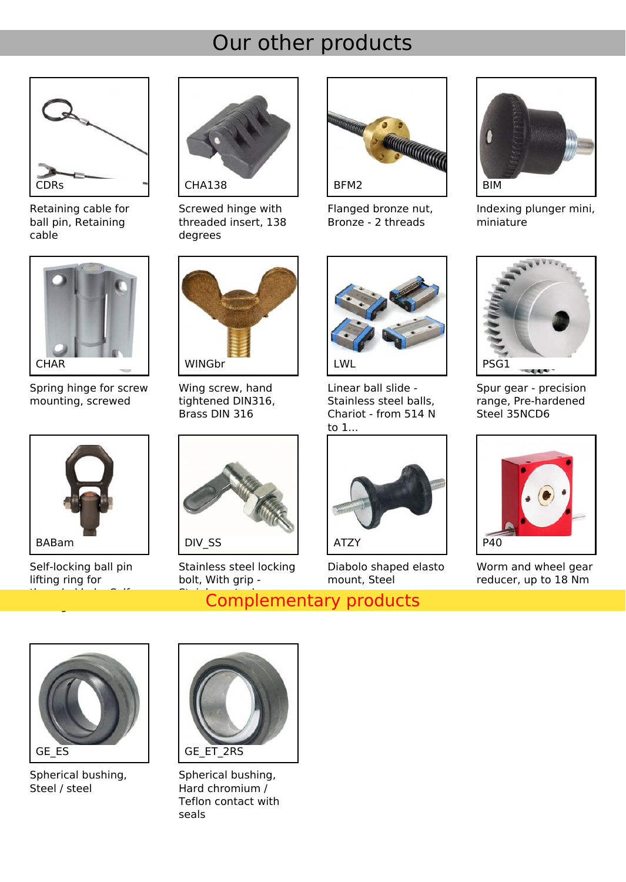# Our other products

CDRs

Retaining cable for ball pin, Retaining cable

CHA138

Screwed hinge with threaded insert, 138 degrees

BFM2

Flanged bronze nut, Bronze - 2 threads

BIM

Indexing plunger mini, miniature

CHAR

Spring hinge for screw mounting, screwed

WINGbr

Wing screw, hand tightened DIN316, Brass DIN 316

LWL

Linear ball slide - Stainless steel balls, Chariot - from 514 N to 1...

PSG1

Spur gear - precision range, Pre-hardened Steel 35NCD6

BABam

Self-locking ball pin lifting ring for

DIV_SS

Stainless steel locking bolt, With grip -

ATZY

Diabolo shaped elasto mount, Steel

P40

Worm and wheel gear reducer, up to 18 Nm

# Complementary products

GE_ES

Spherical bushing, Steel / steel

GE_ET_2RS

Spherical bushing, Hard chromium / Teflon contact with seals